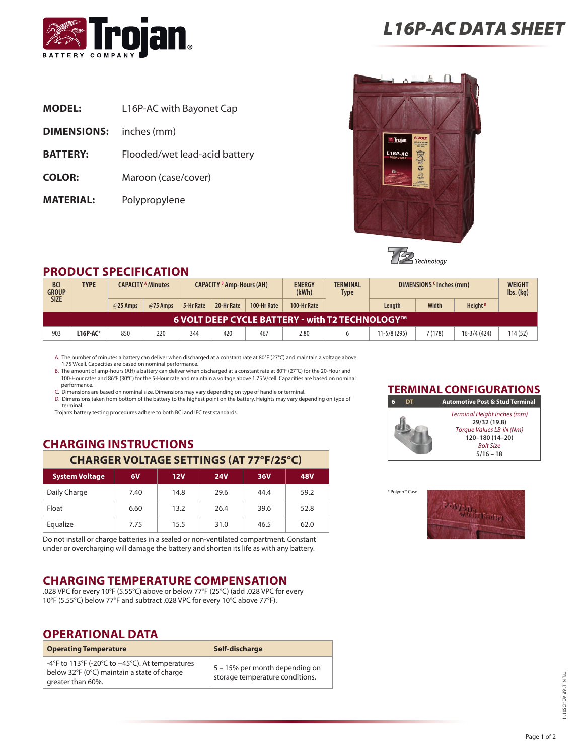# L16P-AC DATA SHEET

**MODEL:** L16P-AC with Bayonet Cap

**DIMENSIONS:** inches (mm)

**BATTERY:** Flooded/wet lead-acid battery

**COLOR:** Maroon (case/cover)

**MATERIAL:** Polypropylene

*Technology*

## PRODUCT SPECIFICATION

| BCI GROUP SIZE | TYPE | CAPACITY [A] Minutes | | CAPACITY [B] Amp-Hours (AH) | | | ENERGY (kWh) | TERMINAL Type | DIMENSIONS [C] Inches (mm) | | | WEIGHT lbs. (kg) |
|---|---|---|---|---|---|---|---|---|---|---|---|---|
| | | @25 Amps | @75 Amps | 5-Hr Rate | 20-Hr Rate | 100-Hr Rate | 100-Hr Rate | | Length | Width | Height [D] | |
| **6 VOLT DEEP CYCLE BATTERY - with T2 TECHNOLOGY™** | | | | | | | | | | | | |
| 903 | **L16P-AC*** | 850 | 220 | 344 | 420 | 467 | 2.80 | 6 | 11-5/8 (295) | 7 (178) | 16-3/4 (424) | 114 (52) |

A. The number of minutes a battery can deliver when discharged at a constant rate at 80°F (27°C) and maintain a voltage above 1.75 V/cell. Capacities are based on nominal performance.
B. The amount of amp-hours (AH) a battery can deliver when discharged at a constant rate at 80°F (27°C) for the 20-Hour and 100-Hour rates and 86°F (30°C) for the 5-Hour rate and maintain a voltage above 1.75 V/cell. Capacities are based on nominal performance.
C. Dimensions are based on nominal size. Dimensions may vary depending on type of handle or terminal.
D. Dimensions taken from bottom of the battery to the highest point on the battery. Heights may vary depending on type of terminal.
Trojan's battery testing procedures adhere to both BCI and IEC test standards.

## TERMINAL CONFIGURATIONS

**6 DT — Automotive Post & Stud Terminal**

*Terminal Height Inches (mm)*
**29/32 (19.8)**
*Torque Values LB-iN (Nm)*
**120–180 (14–20)**
*Bolt Size*
**5/16 – 18**

* Polyon™ Case

## CHARGING INSTRUCTIONS

**CHARGER VOLTAGE SETTINGS (AT 77°F/25°C)**

| System Voltage | 6V | 12V | 24V | 36V | 48V |
|---|---|---|---|---|---|
| Daily Charge | 7.40 | 14.8 | 29.6 | 44.4 | 59.2 |
| Float | 6.60 | 13.2 | 26.4 | 39.6 | 52.8 |
| Equalize | 7.75 | 15.5 | 31.0 | 46.5 | 62.0 |

Do not install or charge batteries in a sealed or non-ventilated compartment. Constant under or overcharging will damage the battery and shorten its life as with any battery.

## CHARGING TEMPERATURE COMPENSATION

.028 VPC for every 10°F (5.55°C) above or below 77°F (25°C) (add .028 VPC for every 10°F (5.55°C) below 77°F and subtract .028 VPC for every 10°C above 77°F).

## OPERATIONAL DATA

| Operating Temperature | Self-discharge |
|---|---|
| -4°F to 113°F (-20°C to +45°C). At temperatures below 32°F (0°C) maintain a state of charge greater than 60%. | 5 – 15% per month depending on storage temperature conditions. |

TRJN_L16P-AC_DS0111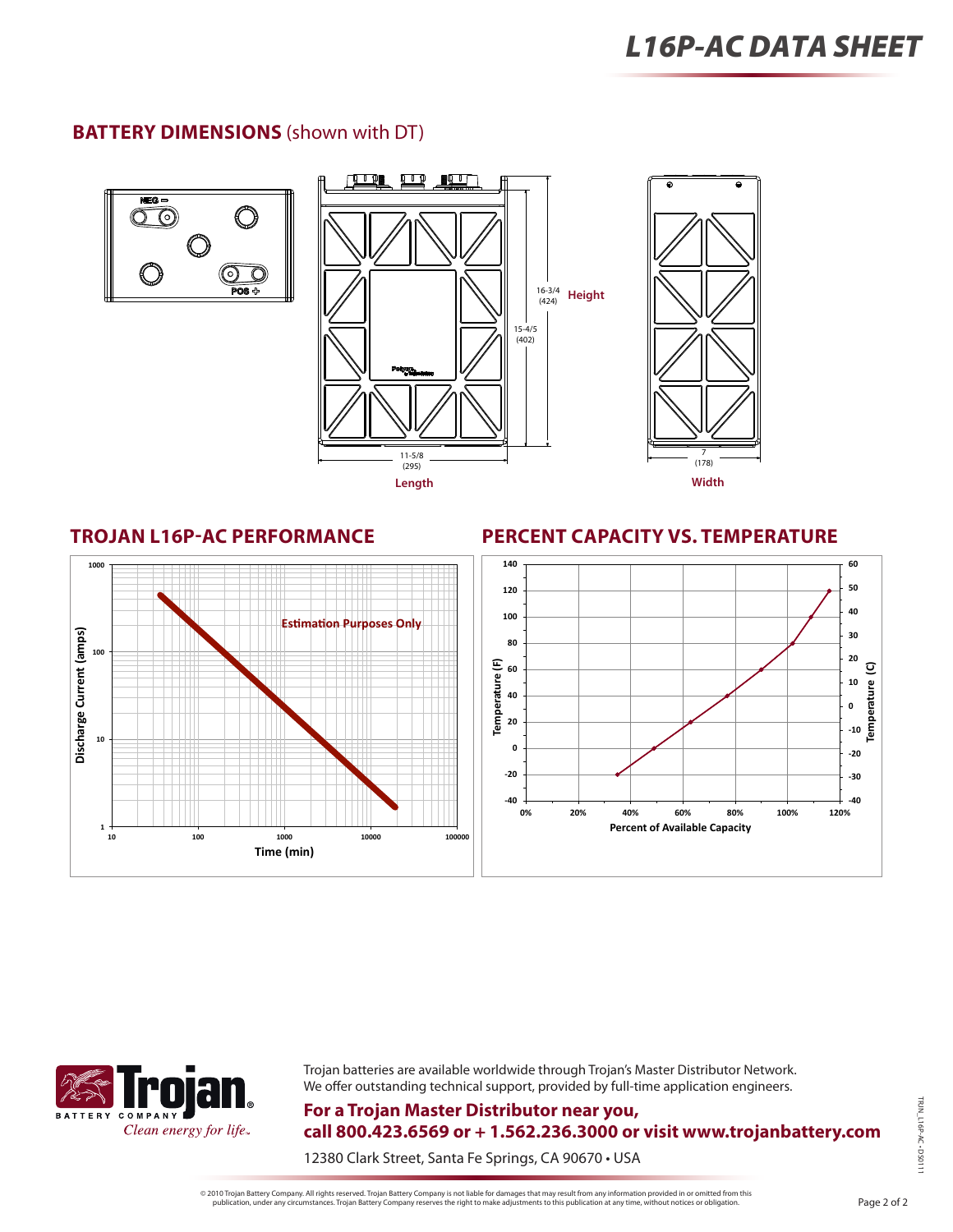# L16P-AC DATA SHEET

## BATTERY DIMENSIONS (shown with DT)

NEG ⊟

POS ⊕

16-3/4 (424) Height

15-4/5 (402)

11-5/8 (295)

Length

7 (178)

Width

## TROJAN L16P-AC PERFORMANCE

Estimation Purposes Only

Discharge Current (amps)

1000

100

10

1

Time (min)

10

100

1000

10000

100000

## PERCENT CAPACITY VS. TEMPERATURE

Temperature (F)

140

120

100

80

60

40

20

0

-20

-40

Temperature (C)

60

50

40

30

20

10

0

-10

-20

-30

-40

Percent of Available Capacity

0%

20%

40%

60%

80%

100%

120%

Trojan batteries are available worldwide through Trojan's Master Distributor Network.
We offer outstanding technical support, provided by full-time application engineers.

**For a Trojan Master Distributor near you, call 800.423.6569 or + 1.562.236.3000 or visit www.trojanbattery.com**

12380 Clark Street, Santa Fe Springs, CA 90670 • USA

Trojan BATTERY COMPANY *Clean energy for life.*

© 2010 Trojan Battery Company. All rights reserved. Trojan Battery Company is not liable for damages that may result from any information provided in or omitted from this publication, under any circumstances. Trojan Battery Company reserves the right to make adjustments to this publication at any time, without notices or obligation.

TRJN_L16P-AC_DS0111